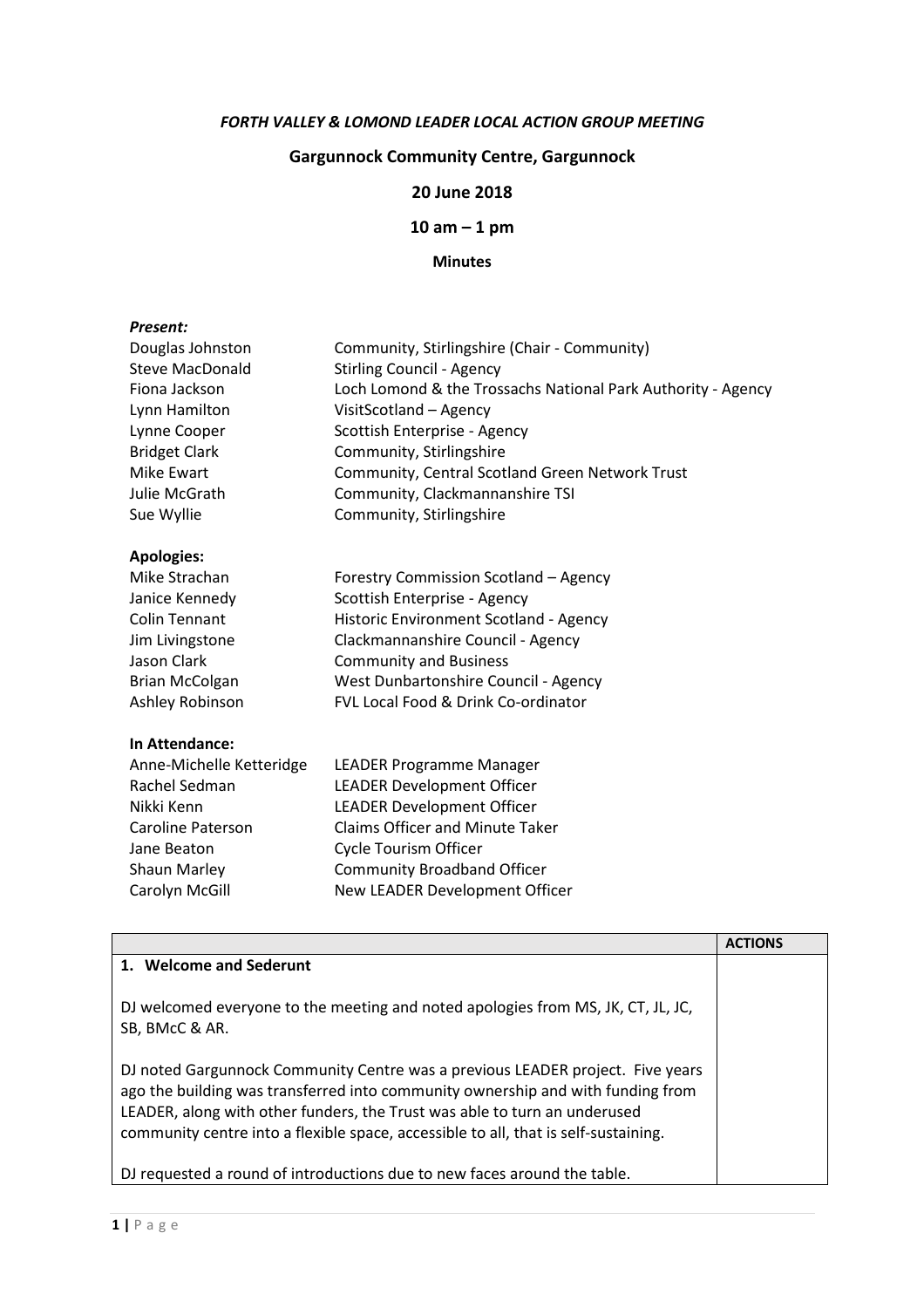*FORTH VALLEY & LOMOND LEADER LOCAL ACTION GROUP MEETING*

**Gargunnock Community Centre, Gargunnock**

**20 June 2018**

**10 am – 1 pm**

**Minutes**

***Present:***

| | |
|---|---|
| Douglas Johnston | Community, Stirlingshire (Chair - Community) |
| Steve MacDonald | Stirling Council - Agency |
| Fiona Jackson | Loch Lomond & the Trossachs National Park Authority - Agency |
| Lynn Hamilton | VisitScotland – Agency |
| Lynne Cooper | Scottish Enterprise - Agency |
| Bridget Clark | Community, Stirlingshire |
| Mike Ewart | Community, Central Scotland Green Network Trust |
| Julie McGrath | Community, Clackmannanshire TSI |
| Sue Wyllie | Community, Stirlingshire |

**Apologies:**

| | |
|---|---|
| Mike Strachan | Forestry Commission Scotland – Agency |
| Janice Kennedy | Scottish Enterprise - Agency |
| Colin Tennant | Historic Environment Scotland - Agency |
| Jim Livingstone | Clackmannanshire Council - Agency |
| Jason Clark | Community and Business |
| Brian McColgan | West Dunbartonshire Council - Agency |
| Ashley Robinson | FVL Local Food & Drink Co-ordinator |

**In Attendance:**

| | |
|---|---|
| Anne-Michelle Ketteridge | LEADER Programme Manager |
| Rachel Sedman | LEADER Development Officer |
| Nikki Kenn | LEADER Development Officer |
| Caroline Paterson | Claims Officer and Minute Taker |
| Jane Beaton | Cycle Tourism Officer |
| Shaun Marley | Community Broadband Officer |
| Carolyn McGill | New LEADER Development Officer |

| | ACTIONS |
|---|---|
| **1. Welcome and Sederunt**<br><br>DJ welcomed everyone to the meeting and noted apologies from MS, JK, CT, JL, JC, SB, BMcC & AR.<br><br>DJ noted Gargunnock Community Centre was a previous LEADER project. Five years ago the building was transferred into community ownership and with funding from LEADER, along with other funders, the Trust was able to turn an underused community centre into a flexible space, accessible to all, that is self-sustaining.<br><br>DJ requested a round of introductions due to new faces around the table. | |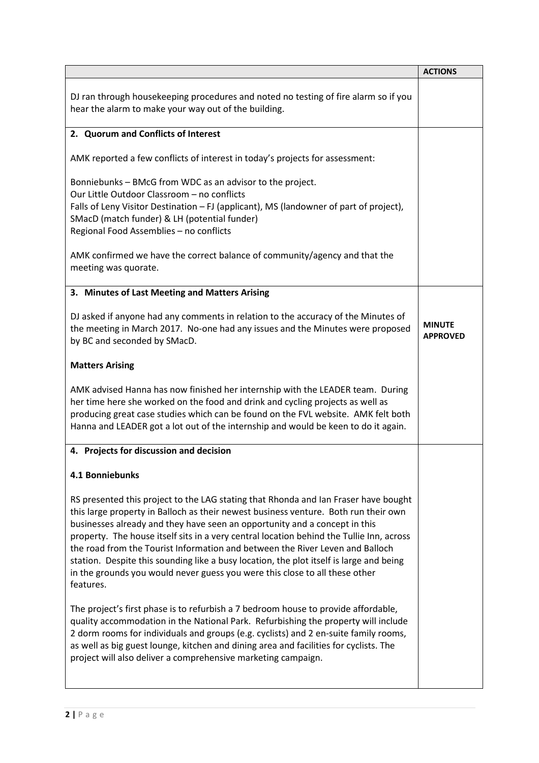| | ACTIONS |
|---|---|
| DJ ran through housekeeping procedures and noted no testing of fire alarm so if you hear the alarm to make your way out of the building. | |
| **2. Quorum and Conflicts of Interest**<br><br>AMK reported a few conflicts of interest in today's projects for assessment:<br><br>Bonniebunks – BMcG from WDC as an advisor to the project.<br>Our Little Outdoor Classroom – no conflicts<br>Falls of Leny Visitor Destination – FJ (applicant), MS (landowner of part of project), SMacD (match funder) & LH (potential funder)<br>Regional Food Assemblies – no conflicts<br><br>AMK confirmed we have the correct balance of community/agency and that the meeting was quorate. | |
| **3. Minutes of Last Meeting and Matters Arising**<br><br>DJ asked if anyone had any comments in relation to the accuracy of the Minutes of the meeting in March 2017. No-one had any issues and the Minutes were proposed by BC and seconded by SMacD.<br><br>**Matters Arising**<br><br>AMK advised Hanna has now finished her internship with the LEADER team. During her time here she worked on the food and drink and cycling projects as well as producing great case studies which can be found on the FVL website. AMK felt both Hanna and LEADER got a lot out of the internship and would be keen to do it again. | **MINUTE APPROVED** |
| **4. Projects for discussion and decision**<br><br>**4.1 Bonniebunks**<br><br>RS presented this project to the LAG stating that Rhonda and Ian Fraser have bought this large property in Balloch as their newest business venture. Both run their own businesses already and they have seen an opportunity and a concept in this property. The house itself sits in a very central location behind the Tullie Inn, across the road from the Tourist Information and between the River Leven and Balloch station. Despite this sounding like a busy location, the plot itself is large and being in the grounds you would never guess you were this close to all these other features.<br><br>The project's first phase is to refurbish a 7 bedroom house to provide affordable, quality accommodation in the National Park. Refurbishing the property will include 2 dorm rooms for individuals and groups (e.g. cyclists) and 2 en-suite family rooms, as well as big guest lounge, kitchen and dining area and facilities for cyclists. The project will also deliver a comprehensive marketing campaign. | |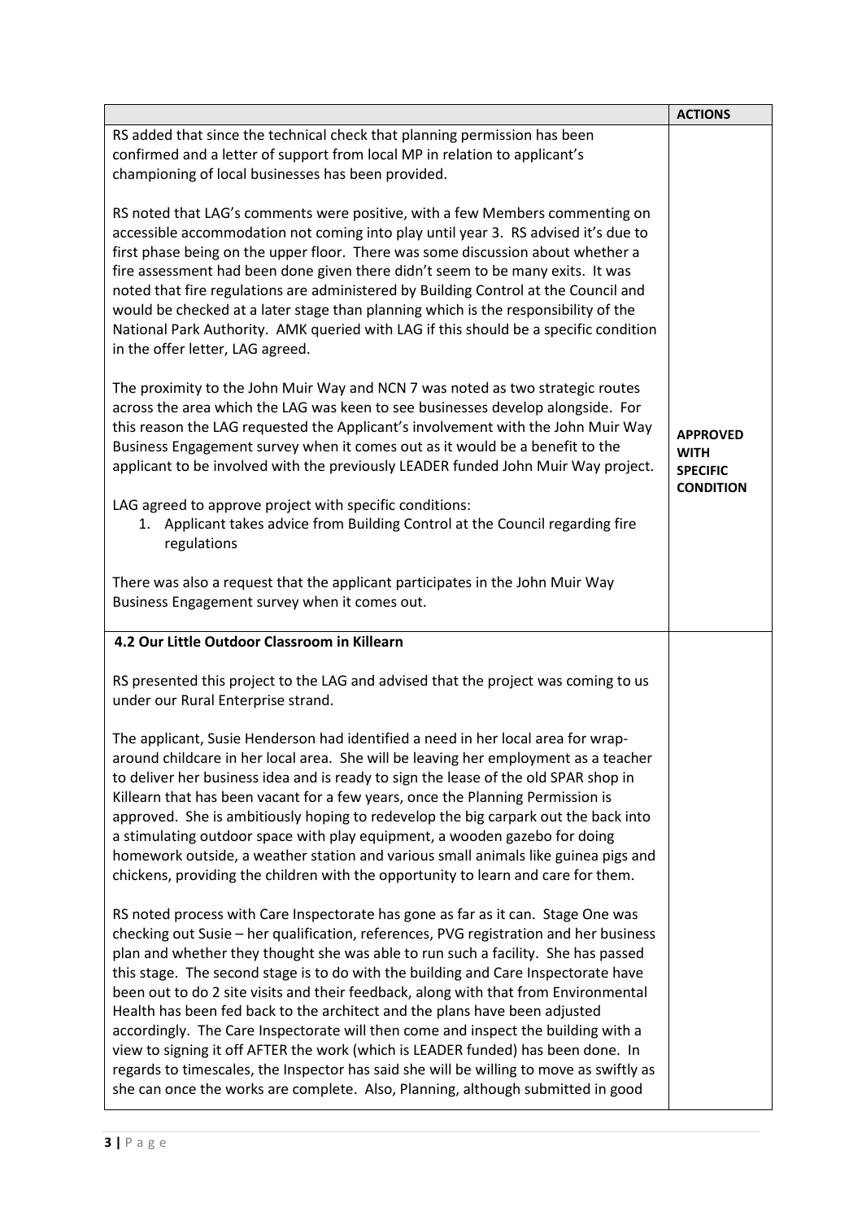| | ACTIONS |
|---|---|
| RS added that since the technical check that planning permission has been confirmed and a letter of support from local MP in relation to applicant's championing of local businesses has been provided.<br><br>RS noted that LAG's comments were positive, with a few Members commenting on accessible accommodation not coming into play until year 3. RS advised it's due to first phase being on the upper floor. There was some discussion about whether a fire assessment had been done given there didn't seem to be many exits. It was noted that fire regulations are administered by Building Control at the Council and would be checked at a later stage than planning which is the responsibility of the National Park Authority. AMK queried with LAG if this should be a specific condition in the offer letter, LAG agreed.<br><br>The proximity to the John Muir Way and NCN 7 was noted as two strategic routes across the area which the LAG was keen to see businesses develop alongside. For this reason the LAG requested the Applicant's involvement with the John Muir Way Business Engagement survey when it comes out as it would be a benefit to the applicant to be involved with the previously LEADER funded John Muir Way project.<br><br>LAG agreed to approve project with specific conditions:<br>1. Applicant takes advice from Building Control at the Council regarding fire regulations<br><br>There was also a request that the applicant participates in the John Muir Way Business Engagement survey when it comes out. | **APPROVED WITH SPECIFIC CONDITION** |
| **4.2 Our Little Outdoor Classroom in Killearn**<br><br>RS presented this project to the LAG and advised that the project was coming to us under our Rural Enterprise strand.<br><br>The applicant, Susie Henderson had identified a need in her local area for wrap-around childcare in her local area. She will be leaving her employment as a teacher to deliver her business idea and is ready to sign the lease of the old SPAR shop in Killearn that has been vacant for a few years, once the Planning Permission is approved. She is ambitiously hoping to redevelop the big carpark out the back into a stimulating outdoor space with play equipment, a wooden gazebo for doing homework outside, a weather station and various small animals like guinea pigs and chickens, providing the children with the opportunity to learn and care for them.<br><br>RS noted process with Care Inspectorate has gone as far as it can. Stage One was checking out Susie – her qualification, references, PVG registration and her business plan and whether they thought she was able to run such a facility. She has passed this stage. The second stage is to do with the building and Care Inspectorate have been out to do 2 site visits and their feedback, along with that from Environmental Health has been fed back to the architect and the plans have been adjusted accordingly. The Care Inspectorate will then come and inspect the building with a view to signing it off AFTER the work (which is LEADER funded) has been done. In regards to timescales, the Inspector has said she will be willing to move as swiftly as she can once the works are complete. Also, Planning, although submitted in good | |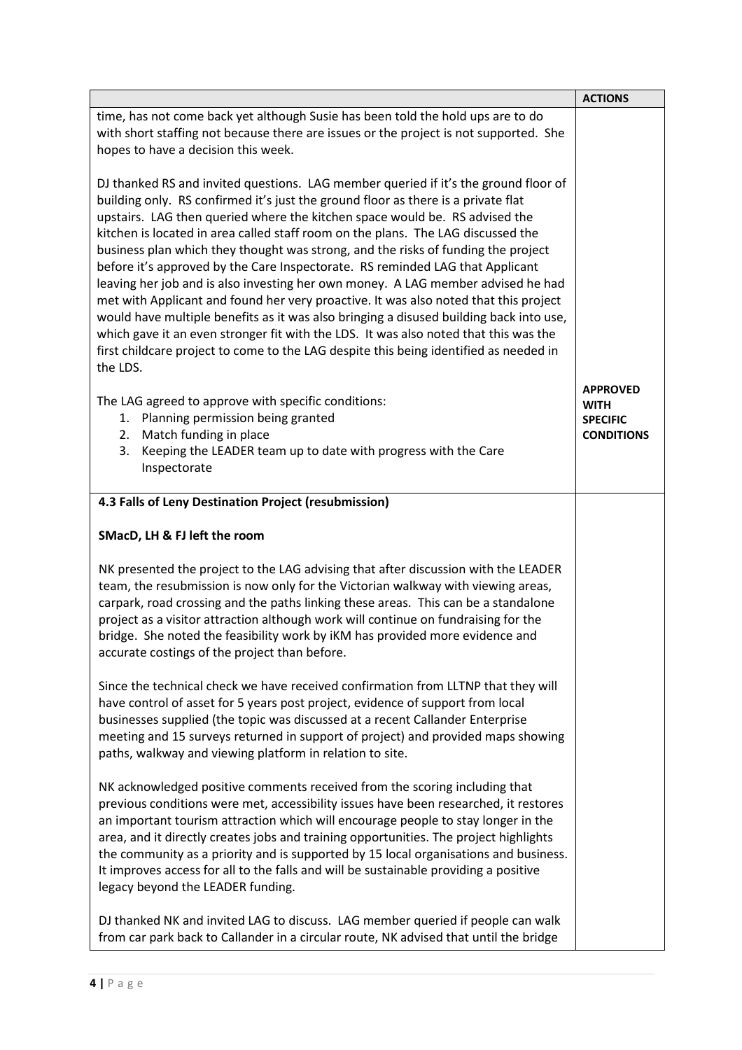| | ACTIONS |
|---|---|
| time, has not come back yet although Susie has been told the hold ups are to do with short staffing not because there are issues or the project is not supported. She hopes to have a decision this week.<br><br>DJ thanked RS and invited questions. LAG member queried if it's the ground floor of building only. RS confirmed it's just the ground floor as there is a private flat upstairs. LAG then queried where the kitchen space would be. RS advised the kitchen is located in area called staff room on the plans. The LAG discussed the business plan which they thought was strong, and the risks of funding the project before it's approved by the Care Inspectorate. RS reminded LAG that Applicant leaving her job and is also investing her own money. A LAG member advised he had met with Applicant and found her very proactive. It was also noted that this project would have multiple benefits as it was also bringing a disused building back into use, which gave it an even stronger fit with the LDS. It was also noted that this was the first childcare project to come to the LAG despite this being identified as needed in the LDS.<br><br>The LAG agreed to approve with specific conditions:<br>1. Planning permission being granted<br>2. Match funding in place<br>3. Keeping the LEADER team up to date with progress with the Care Inspectorate | **APPROVED WITH SPECIFIC CONDITIONS** |
| **4.3 Falls of Leny Destination Project (resubmission)**<br><br>**SMacD, LH & FJ left the room**<br><br>NK presented the project to the LAG advising that after discussion with the LEADER team, the resubmission is now only for the Victorian walkway with viewing areas, carpark, road crossing and the paths linking these areas. This can be a standalone project as a visitor attraction although work will continue on fundraising for the bridge. She noted the feasibility work by iKM has provided more evidence and accurate costings of the project than before.<br><br>Since the technical check we have received confirmation from LLTNP that they will have control of asset for 5 years post project, evidence of support from local businesses supplied (the topic was discussed at a recent Callander Enterprise meeting and 15 surveys returned in support of project) and provided maps showing paths, walkway and viewing platform in relation to site.<br><br>NK acknowledged positive comments received from the scoring including that previous conditions were met, accessibility issues have been researched, it restores an important tourism attraction which will encourage people to stay longer in the area, and it directly creates jobs and training opportunities. The project highlights the community as a priority and is supported by 15 local organisations and business. It improves access for all to the falls and will be sustainable providing a positive legacy beyond the LEADER funding.<br><br>DJ thanked NK and invited LAG to discuss. LAG member queried if people can walk from car park back to Callander in a circular route, NK advised that until the bridge | |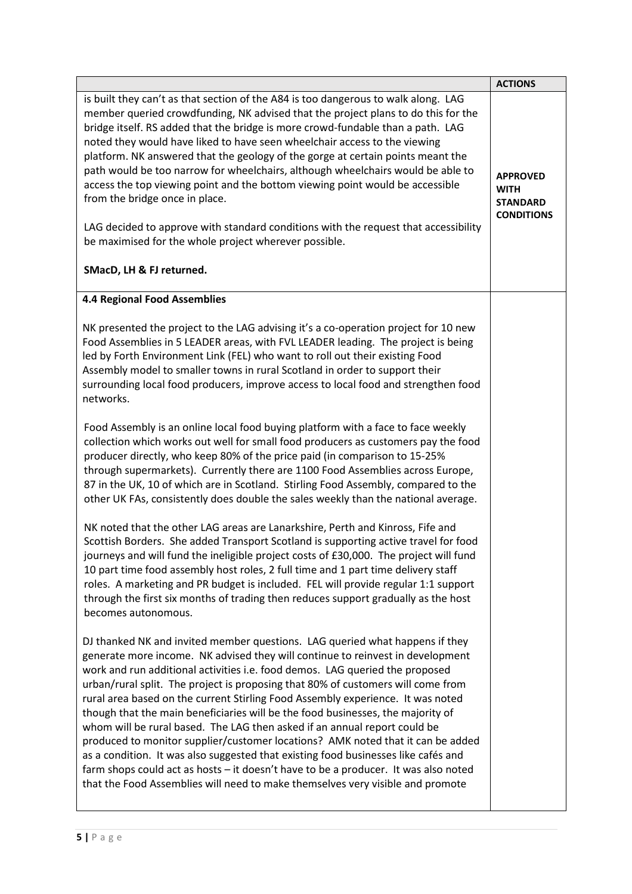| | ACTIONS |
|---|---|
| is built they can't as that section of the A84 is too dangerous to walk along. LAG member queried crowdfunding, NK advised that the project plans to do this for the bridge itself. RS added that the bridge is more crowd-fundable than a path. LAG noted they would have liked to have seen wheelchair access to the viewing platform. NK answered that the geology of the gorge at certain points meant the path would be too narrow for wheelchairs, although wheelchairs would be able to access the top viewing point and the bottom viewing point would be accessible from the bridge once in place.<br><br>LAG decided to approve with standard conditions with the request that accessibility be maximised for the whole project wherever possible.<br><br>**SMacD, LH & FJ returned.** | **APPROVED WITH STANDARD CONDITIONS** |
| **4.4 Regional Food Assemblies**<br><br>NK presented the project to the LAG advising it's a co-operation project for 10 new Food Assemblies in 5 LEADER areas, with FVL LEADER leading. The project is being led by Forth Environment Link (FEL) who want to roll out their existing Food Assembly model to smaller towns in rural Scotland in order to support their surrounding local food producers, improve access to local food and strengthen food networks.<br><br>Food Assembly is an online local food buying platform with a face to face weekly collection which works out well for small food producers as customers pay the food producer directly, who keep 80% of the price paid (in comparison to 15-25% through supermarkets). Currently there are 1100 Food Assemblies across Europe, 87 in the UK, 10 of which are in Scotland. Stirling Food Assembly, compared to the other UK FAs, consistently does double the sales weekly than the national average.<br><br>NK noted that the other LAG areas are Lanarkshire, Perth and Kinross, Fife and Scottish Borders. She added Transport Scotland is supporting active travel for food journeys and will fund the ineligible project costs of £30,000. The project will fund 10 part time food assembly host roles, 2 full time and 1 part time delivery staff roles. A marketing and PR budget is included. FEL will provide regular 1:1 support through the first six months of trading then reduces support gradually as the host becomes autonomous.<br><br>DJ thanked NK and invited member questions. LAG queried what happens if they generate more income. NK advised they will continue to reinvest in development work and run additional activities i.e. food demos. LAG queried the proposed urban/rural split. The project is proposing that 80% of customers will come from rural area based on the current Stirling Food Assembly experience. It was noted though that the main beneficiaries will be the food businesses, the majority of whom will be rural based. The LAG then asked if an annual report could be produced to monitor supplier/customer locations? AMK noted that it can be added as a condition. It was also suggested that existing food businesses like cafés and farm shops could act as hosts – it doesn't have to be a producer. It was also noted that the Food Assemblies will need to make themselves very visible and promote | |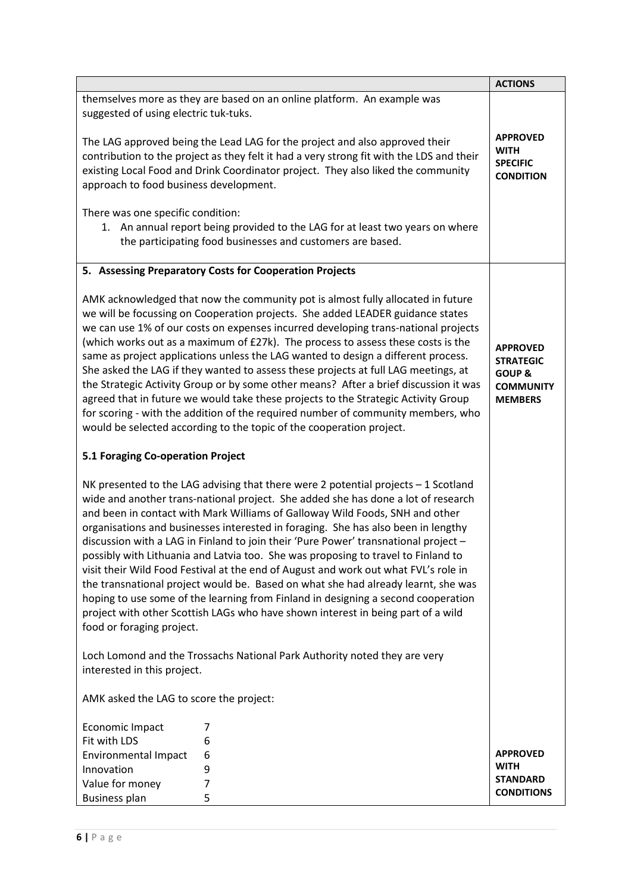| | ACTIONS |
|---|---|
| themselves more as they are based on an online platform. An example was suggested of using electric tuk-tuks.<br><br>The LAG approved being the Lead LAG for the project and also approved their contribution to the project as they felt it had a very strong fit with the LDS and their existing Local Food and Drink Coordinator project. They also liked the community approach to food business development.<br><br>There was one specific condition:<br>1. An annual report being provided to the LAG for at least two years on where the participating food businesses and customers are based. | **APPROVED WITH SPECIFIC CONDITION** |
| **5. Assessing Preparatory Costs for Cooperation Projects**<br><br>AMK acknowledged that now the community pot is almost fully allocated in future we will be focussing on Cooperation projects. She added LEADER guidance states we can use 1% of our costs on expenses incurred developing trans-national projects (which works out as a maximum of £27k). The process to assess these costs is the same as project applications unless the LAG wanted to design a different process. She asked the LAG if they wanted to assess these projects at full LAG meetings, at the Strategic Activity Group or by some other means? After a brief discussion it was agreed that in future we would take these projects to the Strategic Activity Group for scoring - with the addition of the required number of community members, who would be selected according to the topic of the cooperation project. | **APPROVED STRATEGIC GOUP & COMMUNITY MEMBERS** |
| **5.1 Foraging Co-operation Project**<br><br>NK presented to the LAG advising that there were 2 potential projects – 1 Scotland wide and another trans-national project. She added she has done a lot of research and been in contact with Mark Williams of Galloway Wild Foods, SNH and other organisations and businesses interested in foraging. She has also been in lengthy discussion with a LAG in Finland to join their 'Pure Power' transnational project – possibly with Lithuania and Latvia too. She was proposing to travel to Finland to visit their Wild Food Festival at the end of August and work out what FVL's role in the transnational project would be. Based on what she had already learnt, she was hoping to use some of the learning from Finland in designing a second cooperation project with other Scottish LAGs who have shown interest in being part of a wild food or foraging project.<br><br>Loch Lomond and the Trossachs National Park Authority noted they are very interested in this project.<br><br>AMK asked the LAG to score the project:<br><br>Economic Impact 7<br>Fit with LDS 6<br>Environmental Impact 6<br>Innovation 9<br>Value for money 7<br>Business plan 5 | **APPROVED WITH STANDARD CONDITIONS** |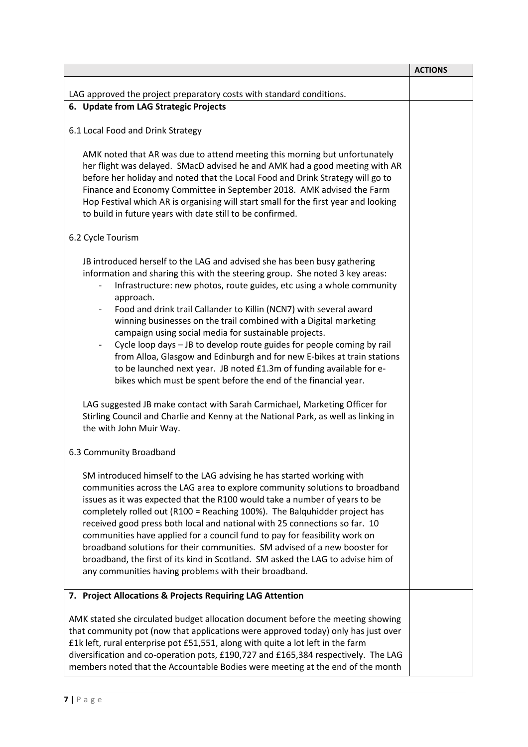| | ACTIONS |
|---|---|
| LAG approved the project preparatory costs with standard conditions. | |
| **6. Update from LAG Strategic Projects**<br><br>6.1 Local Food and Drink Strategy<br><br>AMK noted that AR was due to attend meeting this morning but unfortunately her flight was delayed. SMacD advised he and AMK had a good meeting with AR before her holiday and noted that the Local Food and Drink Strategy will go to Finance and Economy Committee in September 2018. AMK advised the Farm Hop Festival which AR is organising will start small for the first year and looking to build in future years with date still to be confirmed.<br><br>6.2 Cycle Tourism<br><br>JB introduced herself to the LAG and advised she has been busy gathering information and sharing this with the steering group. She noted 3 key areas:<br>- Infrastructure: new photos, route guides, etc using a whole community approach.<br>- Food and drink trail Callander to Killin (NCN7) with several award winning businesses on the trail combined with a Digital marketing campaign using social media for sustainable projects.<br>- Cycle loop days – JB to develop route guides for people coming by rail from Alloa, Glasgow and Edinburgh and for new E-bikes at train stations to be launched next year. JB noted £1.3m of funding available for e-bikes which must be spent before the end of the financial year.<br><br>LAG suggested JB make contact with Sarah Carmichael, Marketing Officer for Stirling Council and Charlie and Kenny at the National Park, as well as linking in the with John Muir Way.<br><br>6.3 Community Broadband<br><br>SM introduced himself to the LAG advising he has started working with communities across the LAG area to explore community solutions to broadband issues as it was expected that the R100 would take a number of years to be completely rolled out (R100 = Reaching 100%). The Balquhidder project has received good press both local and national with 25 connections so far. 10 communities have applied for a council fund to pay for feasibility work on broadband solutions for their communities. SM advised of a new booster for broadband, the first of its kind in Scotland. SM asked the LAG to advise him of any communities having problems with their broadband. | |
| **7. Project Allocations & Projects Requiring LAG Attention**<br><br>AMK stated she circulated budget allocation document before the meeting showing that community pot (now that applications were approved today) only has just over £1k left, rural enterprise pot £51,551, along with quite a lot left in the farm diversification and co-operation pots, £190,727 and £165,384 respectively. The LAG members noted that the Accountable Bodies were meeting at the end of the month | |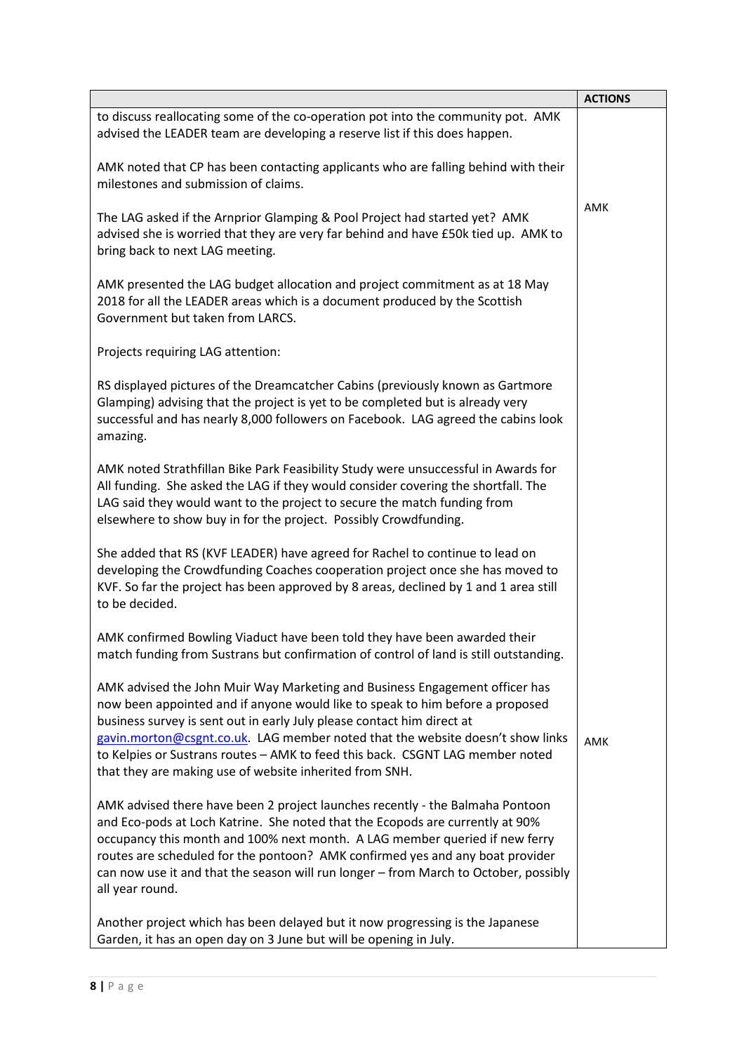| | ACTIONS |
|---|---|
| to discuss reallocating some of the co-operation pot into the community pot. AMK advised the LEADER team are developing a reserve list if this does happen.<br><br>AMK noted that CP has been contacting applicants who are falling behind with their milestones and submission of claims.<br><br>The LAG asked if the Arnprior Glamping & Pool Project had started yet? AMK advised she is worried that they are very far behind and have £50k tied up. AMK to bring back to next LAG meeting.<br><br>AMK presented the LAG budget allocation and project commitment as at 18 May 2018 for all the LEADER areas which is a document produced by the Scottish Government but taken from LARCS.<br><br>Projects requiring LAG attention:<br><br>RS displayed pictures of the Dreamcatcher Cabins (previously known as Gartmore Glamping) advising that the project is yet to be completed but is already very successful and has nearly 8,000 followers on Facebook. LAG agreed the cabins look amazing.<br><br>AMK noted Strathfillan Bike Park Feasibility Study were unsuccessful in Awards for All funding. She asked the LAG if they would consider covering the shortfall. The LAG said they would want to the project to secure the match funding from elsewhere to show buy in for the project. Possibly Crowdfunding.<br><br>She added that RS (KVF LEADER) have agreed for Rachel to continue to lead on developing the Crowdfunding Coaches cooperation project once she has moved to KVF. So far the project has been approved by 8 areas, declined by 1 and 1 area still to be decided.<br><br>AMK confirmed Bowling Viaduct have been told they have been awarded their match funding from Sustrans but confirmation of control of land is still outstanding.<br><br>AMK advised the John Muir Way Marketing and Business Engagement officer has now been appointed and if anyone would like to speak to him before a proposed business survey is sent out in early July please contact him direct at gavin.morton@csgnt.co.uk. LAG member noted that the website doesn't show links to Kelpies or Sustrans routes – AMK to feed this back. CSGNT LAG member noted that they are making use of website inherited from SNH.<br><br>AMK advised there have been 2 project launches recently - the Balmaha Pontoon and Eco-pods at Loch Katrine. She noted that the Ecopods are currently at 90% occupancy this month and 100% next month. A LAG member queried if new ferry routes are scheduled for the pontoon? AMK confirmed yes and any boat provider can now use it and that the season will run longer – from March to October, possibly all year round.<br><br>Another project which has been delayed but it now progressing is the Japanese Garden, it has an open day on 3 June but will be opening in July. | <br><br><br><br><br><br>AMK<br><br><br><br><br><br><br><br><br><br><br><br><br><br><br><br><br><br><br><br><br><br><br><br><br><br><br><br><br><br>AMK |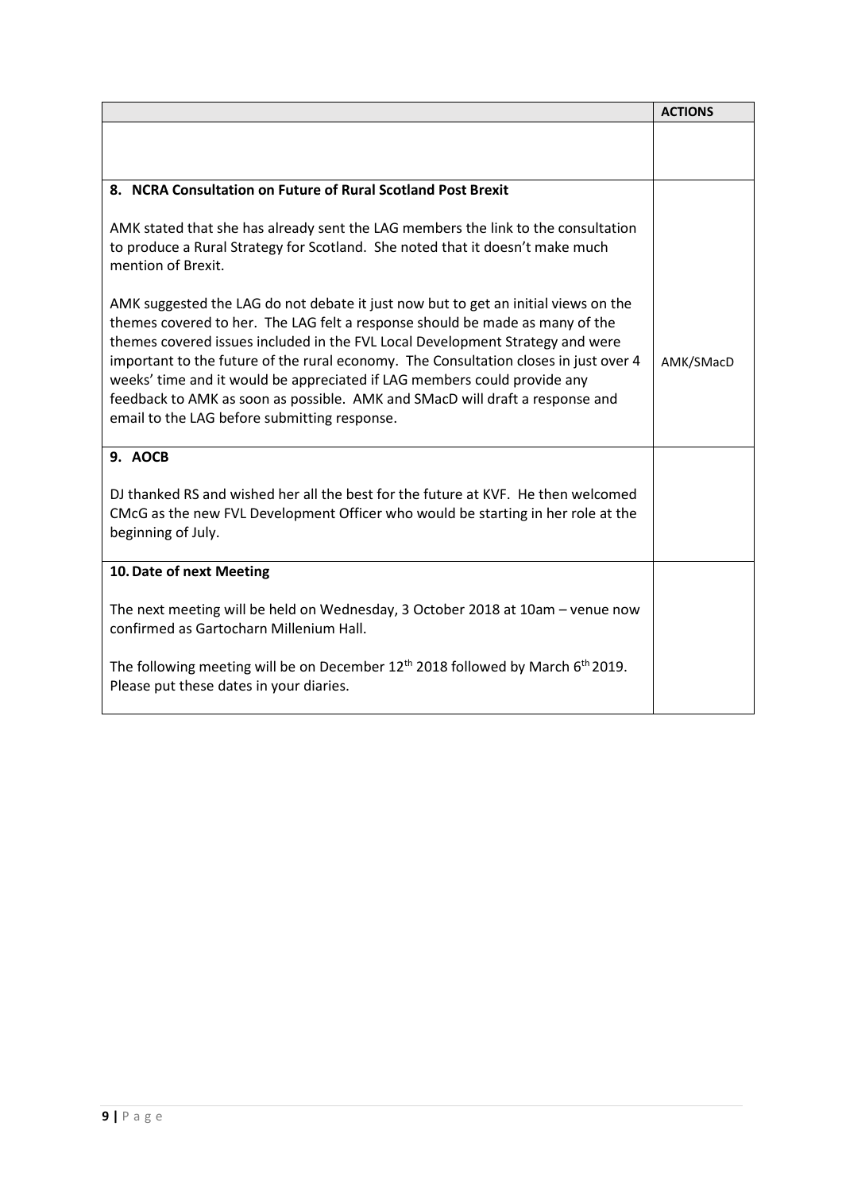| | ACTIONS |
|---|---|
| | |
| **8. NCRA Consultation on Future of Rural Scotland Post Brexit**<br><br>AMK stated that she has already sent the LAG members the link to the consultation to produce a Rural Strategy for Scotland. She noted that it doesn't make much mention of Brexit.<br><br>AMK suggested the LAG do not debate it just now but to get an initial views on the themes covered to her. The LAG felt a response should be made as many of the themes covered issues included in the FVL Local Development Strategy and were important to the future of the rural economy. The Consultation closes in just over 4 weeks' time and it would be appreciated if LAG members could provide any feedback to AMK as soon as possible. AMK and SMacD will draft a response and email to the LAG before submitting response. | AMK/SMacD |
| **9. AOCB**<br><br>DJ thanked RS and wished her all the best for the future at KVF. He then welcomed CMcG as the new FVL Development Officer who would be starting in her role at the beginning of July. | |
| **10. Date of next Meeting**<br><br>The next meeting will be held on Wednesday, 3 October 2018 at 10am – venue now confirmed as Gartocharn Millenium Hall.<br><br>The following meeting will be on December 12th 2018 followed by March 6th 2019. Please put these dates in your diaries. | |